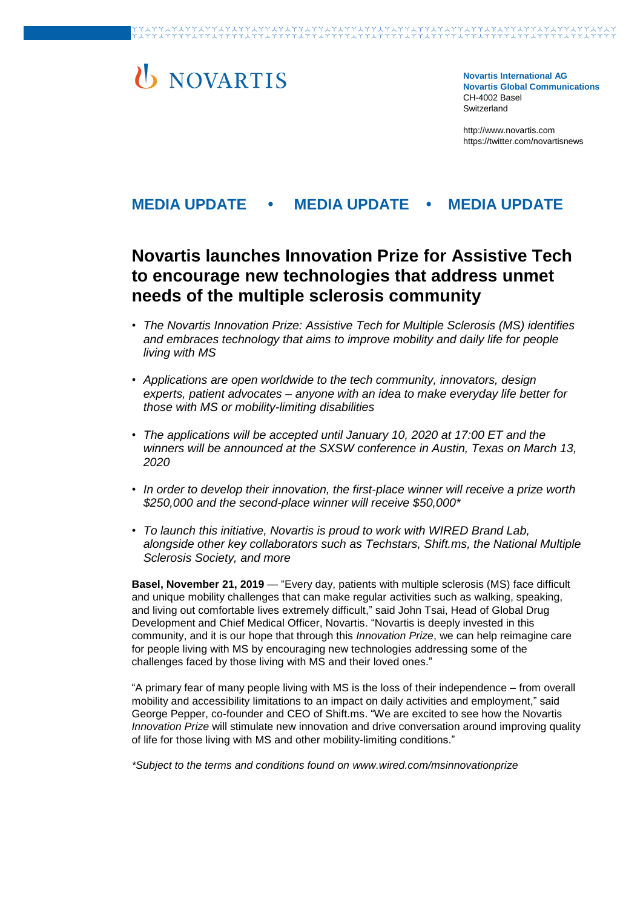NOVARTIS

**Novartis International AG**
**Novartis Global Communications**
CH-4002 Basel
Switzerland

http://www.novartis.com
https://twitter.com/novartisnews

## MEDIA UPDATE • MEDIA UPDATE • MEDIA UPDATE

# Novartis launches Innovation Prize for Assistive Tech to encourage new technologies that address unmet needs of the multiple sclerosis community

- *The Novartis Innovation Prize: Assistive Tech for Multiple Sclerosis (MS) identifies and embraces technology that aims to improve mobility and daily life for people living with MS*
- *Applications are open worldwide to the tech community, innovators, design experts, patient advocates – anyone with an idea to make everyday life better for those with MS or mobility-limiting disabilities*
- *The applications will be accepted until January 10, 2020 at 17:00 ET and the winners will be announced at the SXSW conference in Austin, Texas on March 13, 2020*
- *In order to develop their innovation, the first-place winner will receive a prize worth $250,000 and the second-place winner will receive $50,000**
- *To launch this initiative, Novartis is proud to work with WIRED Brand Lab, alongside other key collaborators such as Techstars, Shift.ms, the National Multiple Sclerosis Society, and more*

**Basel, November 21, 2019** — "Every day, patients with multiple sclerosis (MS) face difficult and unique mobility challenges that can make regular activities such as walking, speaking, and living out comfortable lives extremely difficult," said John Tsai, Head of Global Drug Development and Chief Medical Officer, Novartis. "Novartis is deeply invested in this community, and it is our hope that through this *Innovation Prize*, we can help reimagine care for people living with MS by encouraging new technologies addressing some of the challenges faced by those living with MS and their loved ones."

"A primary fear of many people living with MS is the loss of their independence – from overall mobility and accessibility limitations to an impact on daily activities and employment," said George Pepper, co-founder and CEO of Shift.ms. "We are excited to see how the Novartis *Innovation Prize* will stimulate new innovation and drive conversation around improving quality of life for those living with MS and other mobility-limiting conditions."

*\*Subject to the terms and conditions found on www.wired.com/msinnovationprize*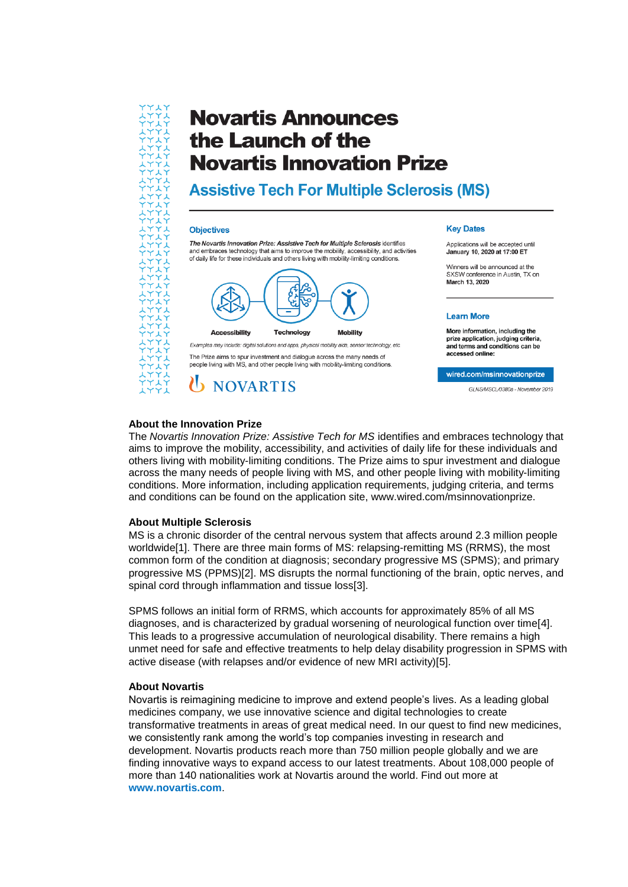# Novartis Announces the Launch of the Novartis Innovation Prize

## Assistive Tech For Multiple Sclerosis (MS)

### Objectives

***The Novartis Innovation Prize: Assistive Tech for Multiple Sclerosis*** identifies and embraces technology that aims to improve the mobility, accessibility, and activities of daily life for these individuals and others living with mobility-limiting conditions.

Accessibility

Technology

Mobility

*Examples may include: digital solutions and apps, physical mobility aids, sensor technology, etc.*

The Prize aims to spur investment and dialogue across the many needs of people living with MS, and other people living with mobility-limiting conditions.

NOVARTIS

### Key Dates

Applications will be accepted until **January 10, 2020 at 17:00 ET**

Winners will be announced at the SXSW conference in Austin, TX on **March 13, 2020**

### Learn More

**More information, including the prize application, judging criteria, and terms and conditions can be accessed online:**

wired.com/msinnovationprize

GLNS/MSCL/0380a - November 2019

**About the Innovation Prize**

The *Novartis Innovation Prize: Assistive Tech for MS* identifies and embraces technology that aims to improve the mobility, accessibility, and activities of daily life for these individuals and others living with mobility-limiting conditions. The Prize aims to spur investment and dialogue across the many needs of people living with MS, and other people living with mobility-limiting conditions. More information, including application requirements, judging criteria, and terms and conditions can be found on the application site, www.wired.com/msinnovationprize.

**About Multiple Sclerosis**

MS is a chronic disorder of the central nervous system that affects around 2.3 million people worldwide[1]. There are three main forms of MS: relapsing-remitting MS (RRMS), the most common form of the condition at diagnosis; secondary progressive MS (SPMS); and primary progressive MS (PPMS)[2]. MS disrupts the normal functioning of the brain, optic nerves, and spinal cord through inflammation and tissue loss[3].

SPMS follows an initial form of RRMS, which accounts for approximately 85% of all MS diagnoses, and is characterized by gradual worsening of neurological function over time[4]. This leads to a progressive accumulation of neurological disability. There remains a high unmet need for safe and effective treatments to help delay disability progression in SPMS with active disease (with relapses and/or evidence of new MRI activity)[5].

**About Novartis**

Novartis is reimagining medicine to improve and extend people's lives. As a leading global medicines company, we use innovative science and digital technologies to create transformative treatments in areas of great medical need. In our quest to find new medicines, we consistently rank among the world's top companies investing in research and development. Novartis products reach more than 750 million people globally and we are finding innovative ways to expand access to our latest treatments. About 108,000 people of more than 140 nationalities work at Novartis around the world. Find out more at **www.novartis.com**.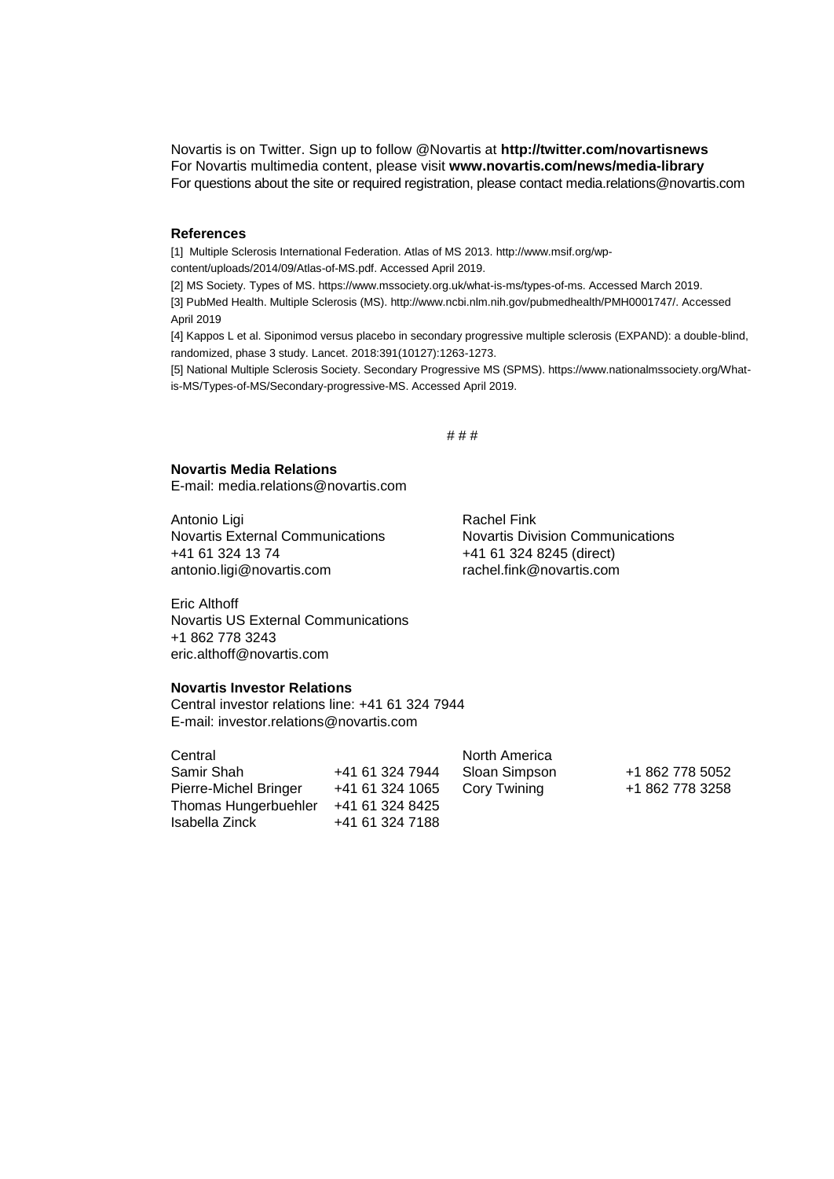Novartis is on Twitter. Sign up to follow @Novartis at **http://twitter.com/novartisnews**
For Novartis multimedia content, please visit **www.novartis.com/news/media-library**
For questions about the site or required registration, please contact media.relations@novartis.com

**References**

[1] Multiple Sclerosis International Federation. Atlas of MS 2013. http://www.msif.org/wp-content/uploads/2014/09/Atlas-of-MS.pdf. Accessed April 2019.

[2] MS Society. Types of MS. https://www.mssociety.org.uk/what-is-ms/types-of-ms. Accessed March 2019.

[3] PubMed Health. Multiple Sclerosis (MS). http://www.ncbi.nlm.nih.gov/pubmedhealth/PMH0001747/. Accessed April 2019

[4] Kappos L et al. Siponimod versus placebo in secondary progressive multiple sclerosis (EXPAND): a double-blind, randomized, phase 3 study. Lancet. 2018:391(10127):1263-1273.

[5] National Multiple Sclerosis Society. Secondary Progressive MS (SPMS). https://www.nationalmssociety.org/What-is-MS/Types-of-MS/Secondary-progressive-MS. Accessed April 2019.

# # #

**Novartis Media Relations**
E-mail: media.relations@novartis.com

Antonio Ligi
Novartis External Communications
+41 61 324 13 74
antonio.ligi@novartis.com

Rachel Fink
Novartis Division Communications
+41 61 324 8245 (direct)
rachel.fink@novartis.com

Eric Althoff
Novartis US External Communications
+1 862 778 3243
eric.althoff@novartis.com

**Novartis Investor Relations**
Central investor relations line: +41 61 324 7944
E-mail: investor.relations@novartis.com

| | | | |
|---|---|---|---|
| Central | | North America | |
| Samir Shah | +41 61 324 7944 | Sloan Simpson | +1 862 778 5052 |
| Pierre-Michel Bringer | +41 61 324 1065 | Cory Twining | +1 862 778 3258 |
| Thomas Hungerbuehler | +41 61 324 8425 | | |
| Isabella Zinck | +41 61 324 7188 | | |